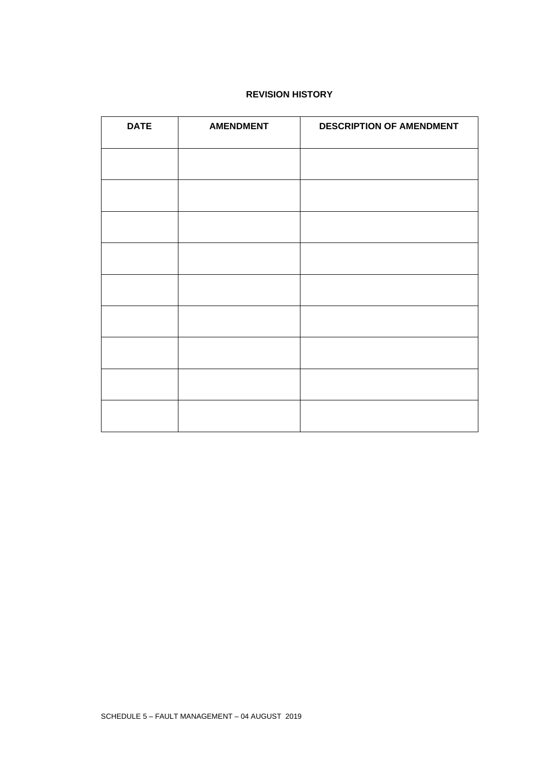## REVISION HISTORY

| DATE | AMENDMENT | DESCRIPTION OF AMENDMENT |
| --- | --- | --- |
| | | |
| | | |
| | | |
| | | |
| | | |
| | | |
| | | |
| | | |
| | | |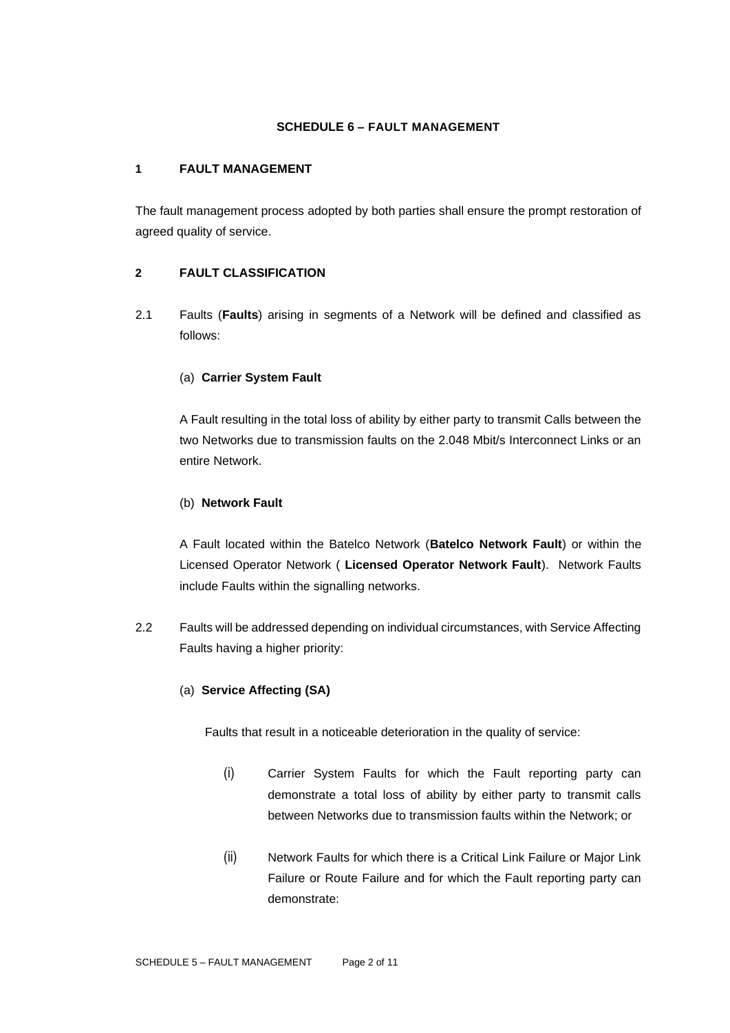## SCHEDULE 6 – FAULT MANAGEMENT

### 1 FAULT MANAGEMENT

The fault management process adopted by both parties shall ensure the prompt restoration of agreed quality of service.

### 2 FAULT CLASSIFICATION

2.1 Faults (**Faults**) arising in segments of a Network will be defined and classified as follows:

(a) **Carrier System Fault**

A Fault resulting in the total loss of ability by either party to transmit Calls between the two Networks due to transmission faults on the 2.048 Mbit/s Interconnect Links or an entire Network.

(b) **Network Fault**

A Fault located within the Batelco Network (**Batelco Network Fault**) or within the Licensed Operator Network ( **Licensed Operator Network Fault**). Network Faults include Faults within the signalling networks.

2.2 Faults will be addressed depending on individual circumstances, with Service Affecting Faults having a higher priority:

(a) **Service Affecting (SA)**

Faults that result in a noticeable deterioration in the quality of service:

(i) Carrier System Faults for which the Fault reporting party can demonstrate a total loss of ability by either party to transmit calls between Networks due to transmission faults within the Network; or

(ii) Network Faults for which there is a Critical Link Failure or Major Link Failure or Route Failure and for which the Fault reporting party can demonstrate: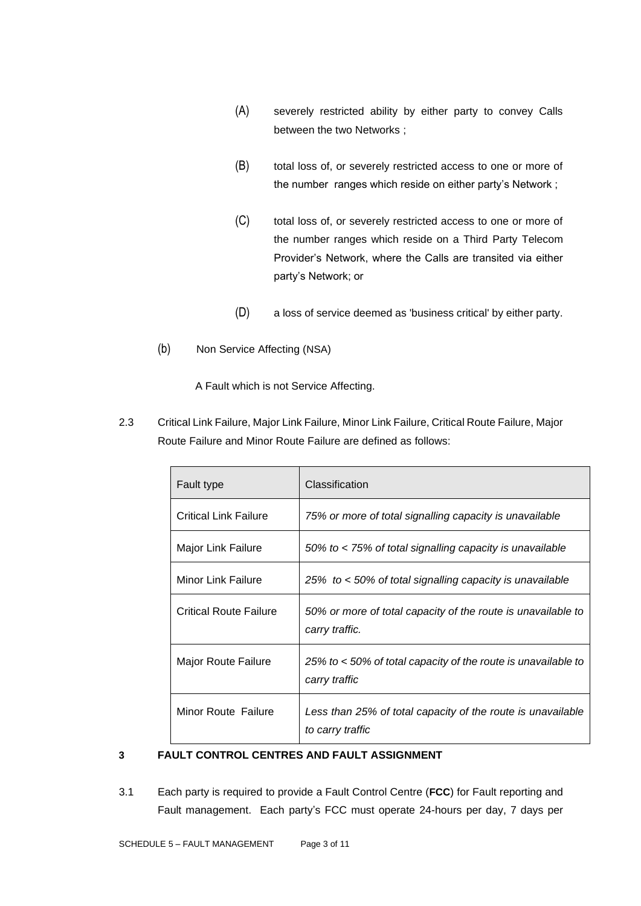(A) severely restricted ability by either party to convey Calls between the two Networks ;

(B) total loss of, or severely restricted access to one or more of the number ranges which reside on either party's Network ;

(C) total loss of, or severely restricted access to one or more of the number ranges which reside on a Third Party Telecom Provider's Network, where the Calls are transited via either party's Network; or

(D) a loss of service deemed as 'business critical' by either party.

(b) Non Service Affecting (NSA)

A Fault which is not Service Affecting.

2.3 Critical Link Failure, Major Link Failure, Minor Link Failure, Critical Route Failure, Major Route Failure and Minor Route Failure are defined as follows:

| Fault type | Classification |
| --- | --- |
| Critical Link Failure | *75% or more of total signalling capacity is unavailable* |
| Major Link Failure | *50% to < 75% of total signalling capacity is unavailable* |
| Minor Link Failure | *25% to < 50% of total signalling capacity is unavailable* |
| Critical Route Failure | *50% or more of total capacity of the route is unavailable to carry traffic.* |
| Major Route Failure | *25% to < 50% of total capacity of the route is unavailable to carry traffic* |
| Minor Route Failure | *Less than 25% of total capacity of the route is unavailable to carry traffic* |

## 3 FAULT CONTROL CENTRES AND FAULT ASSIGNMENT

3.1 Each party is required to provide a Fault Control Centre (**FCC**) for Fault reporting and Fault management. Each party's FCC must operate 24-hours per day, 7 days per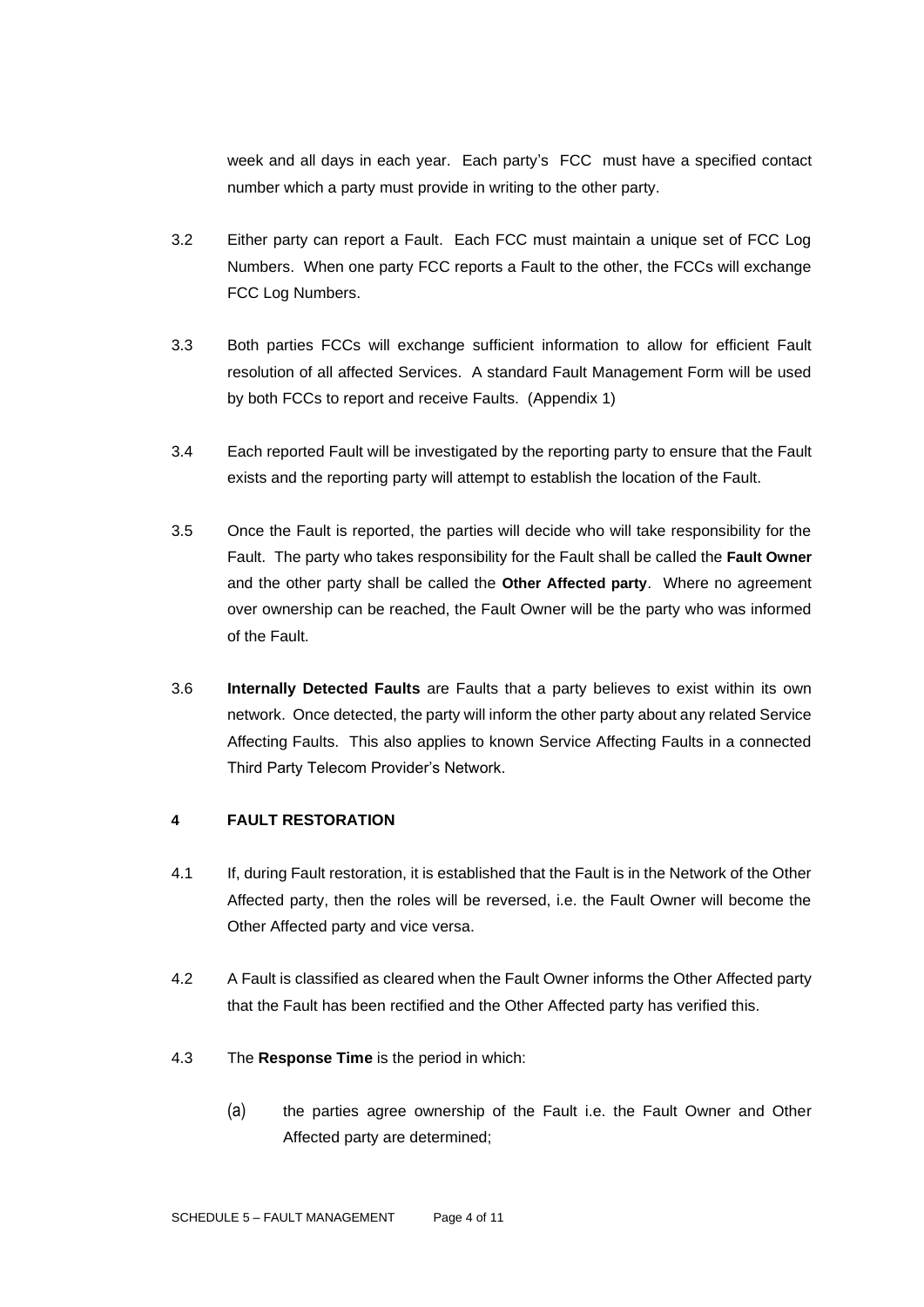week and all days in each year. Each party's FCC must have a specified contact number which a party must provide in writing to the other party.

3.2 Either party can report a Fault. Each FCC must maintain a unique set of FCC Log Numbers. When one party FCC reports a Fault to the other, the FCCs will exchange FCC Log Numbers.

3.3 Both parties FCCs will exchange sufficient information to allow for efficient Fault resolution of all affected Services. A standard Fault Management Form will be used by both FCCs to report and receive Faults. (Appendix 1)

3.4 Each reported Fault will be investigated by the reporting party to ensure that the Fault exists and the reporting party will attempt to establish the location of the Fault.

3.5 Once the Fault is reported, the parties will decide who will take responsibility for the Fault. The party who takes responsibility for the Fault shall be called the **Fault Owner** and the other party shall be called the **Other Affected party**. Where no agreement over ownership can be reached, the Fault Owner will be the party who was informed of the Fault.

3.6 **Internally Detected Faults** are Faults that a party believes to exist within its own network. Once detected, the party will inform the other party about any related Service Affecting Faults. This also applies to known Service Affecting Faults in a connected Third Party Telecom Provider's Network.

## 4 FAULT RESTORATION

4.1 If, during Fault restoration, it is established that the Fault is in the Network of the Other Affected party, then the roles will be reversed, i.e. the Fault Owner will become the Other Affected party and vice versa.

4.2 A Fault is classified as cleared when the Fault Owner informs the Other Affected party that the Fault has been rectified and the Other Affected party has verified this.

4.3 The **Response Time** is the period in which:

(a) the parties agree ownership of the Fault i.e. the Fault Owner and Other Affected party are determined;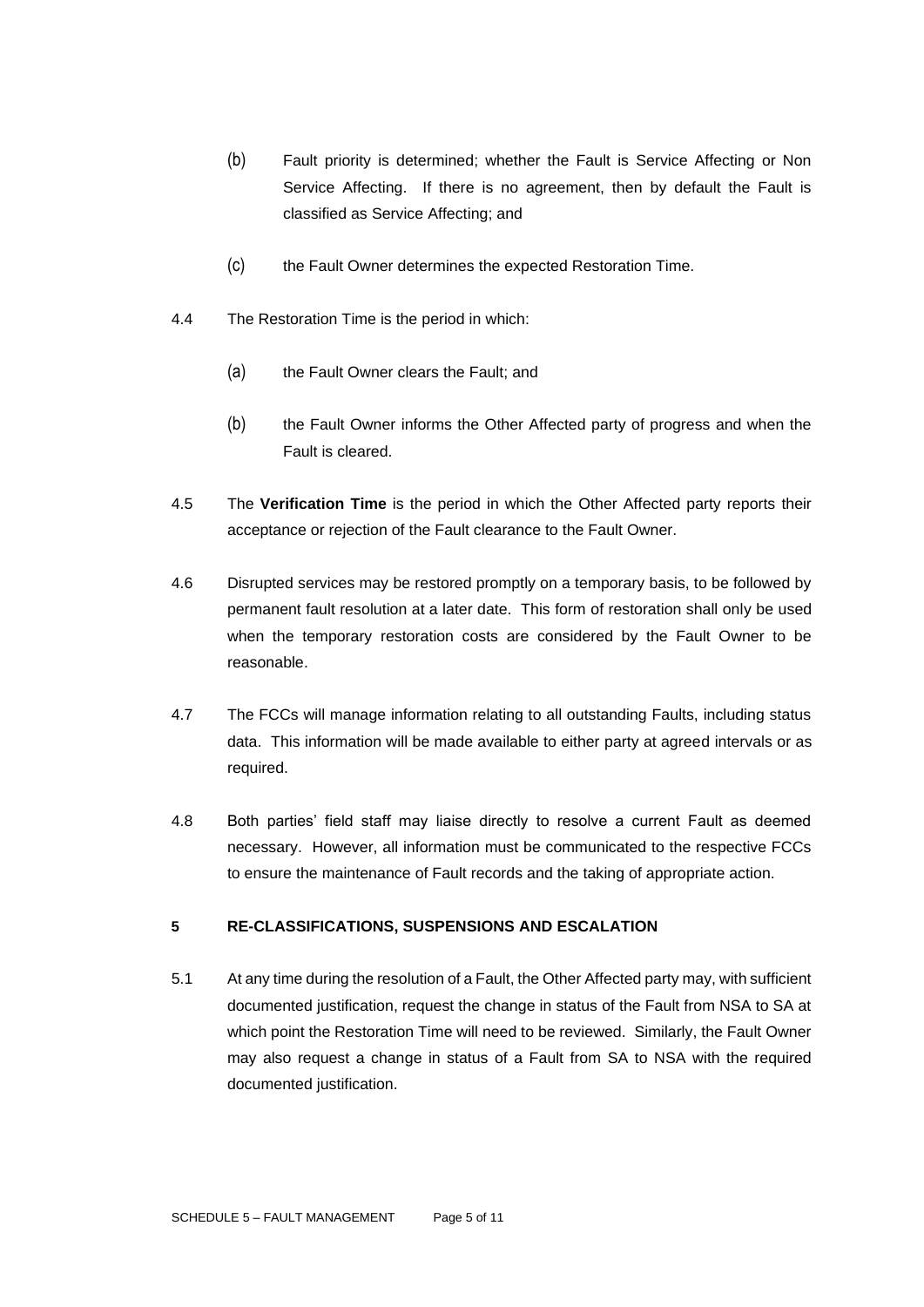(b) Fault priority is determined; whether the Fault is Service Affecting or Non Service Affecting. If there is no agreement, then by default the Fault is classified as Service Affecting; and

(c) the Fault Owner determines the expected Restoration Time.

4.4 The Restoration Time is the period in which:

(a) the Fault Owner clears the Fault; and

(b) the Fault Owner informs the Other Affected party of progress and when the Fault is cleared.

4.5 The **Verification Time** is the period in which the Other Affected party reports their acceptance or rejection of the Fault clearance to the Fault Owner.

4.6 Disrupted services may be restored promptly on a temporary basis, to be followed by permanent fault resolution at a later date. This form of restoration shall only be used when the temporary restoration costs are considered by the Fault Owner to be reasonable.

4.7 The FCCs will manage information relating to all outstanding Faults, including status data. This information will be made available to either party at agreed intervals or as required.

4.8 Both parties' field staff may liaise directly to resolve a current Fault as deemed necessary. However, all information must be communicated to the respective FCCs to ensure the maintenance of Fault records and the taking of appropriate action.

## 5 RE-CLASSIFICATIONS, SUSPENSIONS AND ESCALATION

5.1 At any time during the resolution of a Fault, the Other Affected party may, with sufficient documented justification, request the change in status of the Fault from NSA to SA at which point the Restoration Time will need to be reviewed. Similarly, the Fault Owner may also request a change in status of a Fault from SA to NSA with the required documented justification.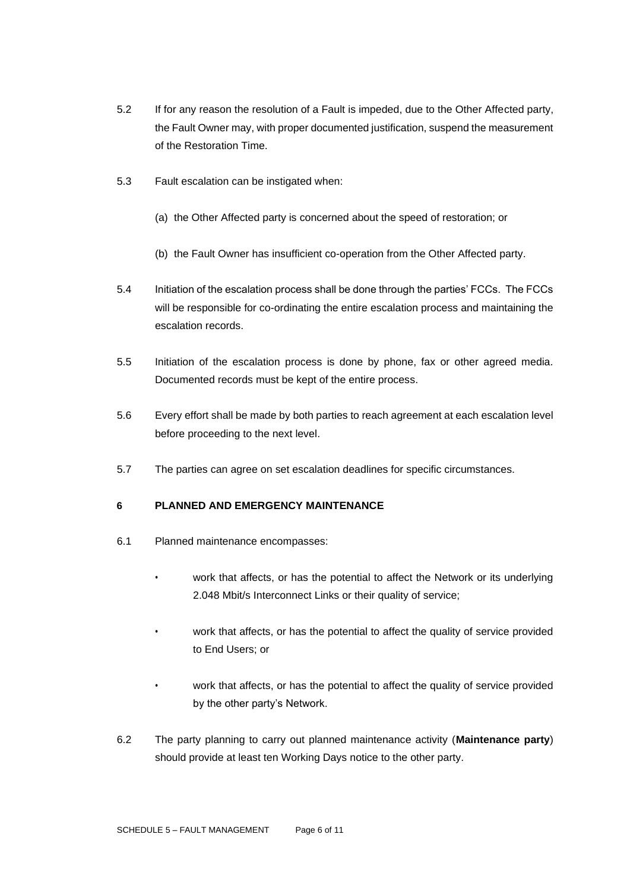5.2 If for any reason the resolution of a Fault is impeded, due to the Other Affected party, the Fault Owner may, with proper documented justification, suspend the measurement of the Restoration Time.

5.3 Fault escalation can be instigated when:

(a) the Other Affected party is concerned about the speed of restoration; or

(b) the Fault Owner has insufficient co-operation from the Other Affected party.

5.4 Initiation of the escalation process shall be done through the parties' FCCs. The FCCs will be responsible for co-ordinating the entire escalation process and maintaining the escalation records.

5.5 Initiation of the escalation process is done by phone, fax or other agreed media. Documented records must be kept of the entire process.

5.6 Every effort shall be made by both parties to reach agreement at each escalation level before proceeding to the next level.

5.7 The parties can agree on set escalation deadlines for specific circumstances.

## 6 PLANNED AND EMERGENCY MAINTENANCE

6.1 Planned maintenance encompasses:

- work that affects, or has the potential to affect the Network or its underlying 2.048 Mbit/s Interconnect Links or their quality of service;
- work that affects, or has the potential to affect the quality of service provided to End Users; or
- work that affects, or has the potential to affect the quality of service provided by the other party's Network.

6.2 The party planning to carry out planned maintenance activity (**Maintenance party**) should provide at least ten Working Days notice to the other party.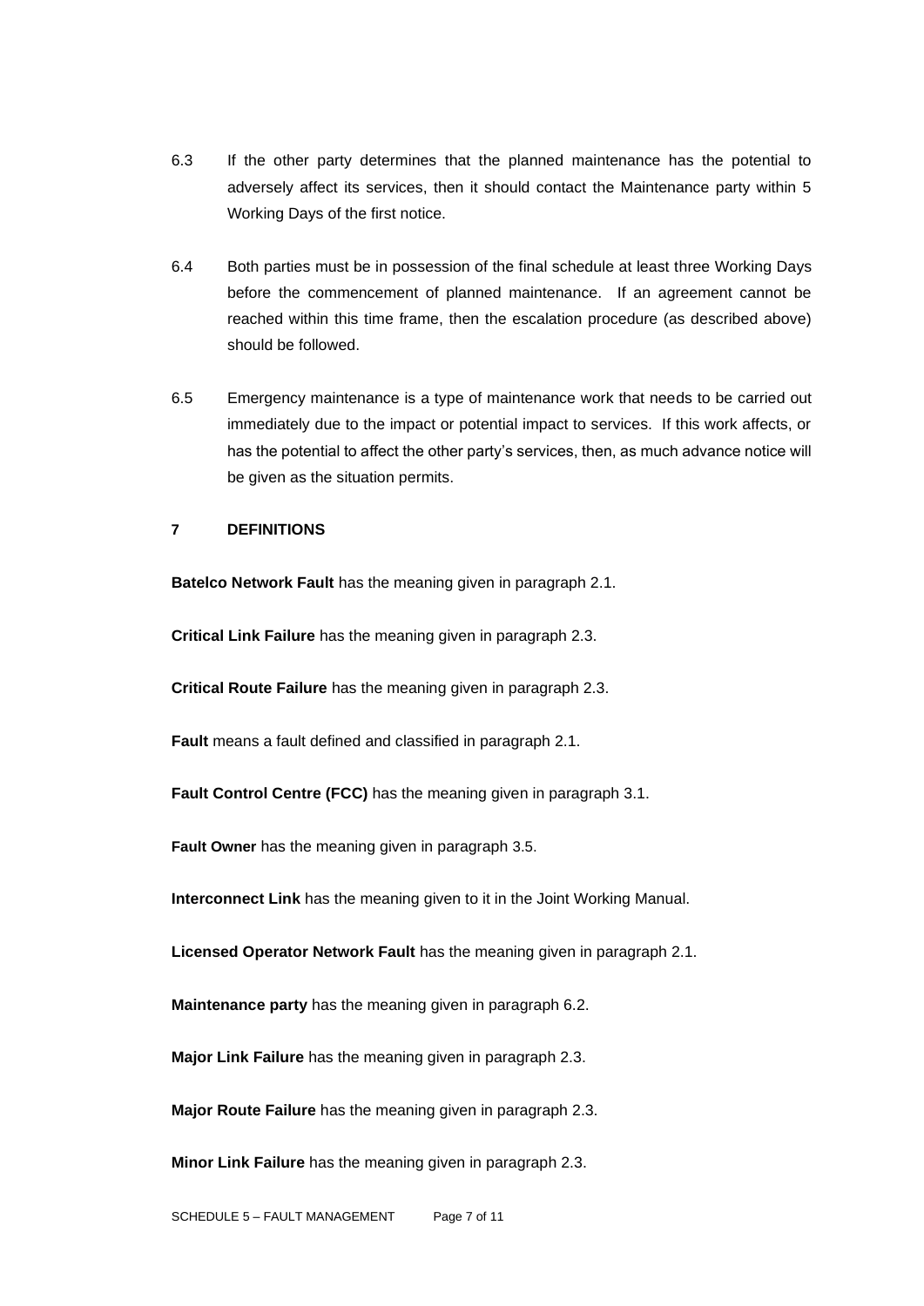6.3 If the other party determines that the planned maintenance has the potential to adversely affect its services, then it should contact the Maintenance party within 5 Working Days of the first notice.

6.4 Both parties must be in possession of the final schedule at least three Working Days before the commencement of planned maintenance. If an agreement cannot be reached within this time frame, then the escalation procedure (as described above) should be followed.

6.5 Emergency maintenance is a type of maintenance work that needs to be carried out immediately due to the impact or potential impact to services. If this work affects, or has the potential to affect the other party's services, then, as much advance notice will be given as the situation permits.

## 7 DEFINITIONS

**Batelco Network Fault** has the meaning given in paragraph 2.1.

**Critical Link Failure** has the meaning given in paragraph 2.3.

**Critical Route Failure** has the meaning given in paragraph 2.3.

**Fault** means a fault defined and classified in paragraph 2.1.

**Fault Control Centre (FCC)** has the meaning given in paragraph 3.1.

**Fault Owner** has the meaning given in paragraph 3.5.

**Interconnect Link** has the meaning given to it in the Joint Working Manual.

**Licensed Operator Network Fault** has the meaning given in paragraph 2.1.

**Maintenance party** has the meaning given in paragraph 6.2.

**Major Link Failure** has the meaning given in paragraph 2.3.

**Major Route Failure** has the meaning given in paragraph 2.3.

**Minor Link Failure** has the meaning given in paragraph 2.3.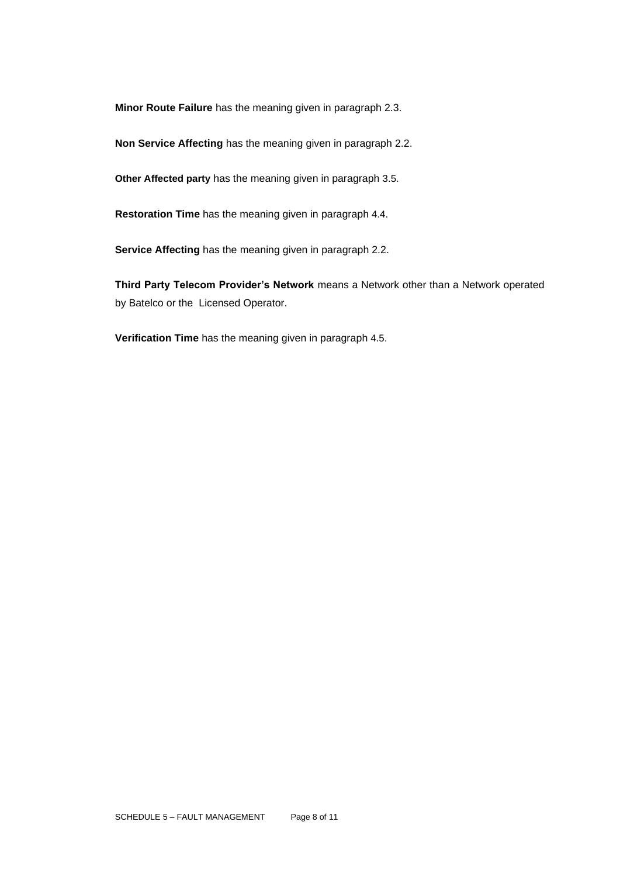**Minor Route Failure** has the meaning given in paragraph 2.3.

**Non Service Affecting** has the meaning given in paragraph 2.2.

**Other Affected party** has the meaning given in paragraph 3.5.

**Restoration Time** has the meaning given in paragraph 4.4.

**Service Affecting** has the meaning given in paragraph 2.2.

**Third Party Telecom Provider's Network** means a Network other than a Network operated by Batelco or the Licensed Operator.

**Verification Time** has the meaning given in paragraph 4.5.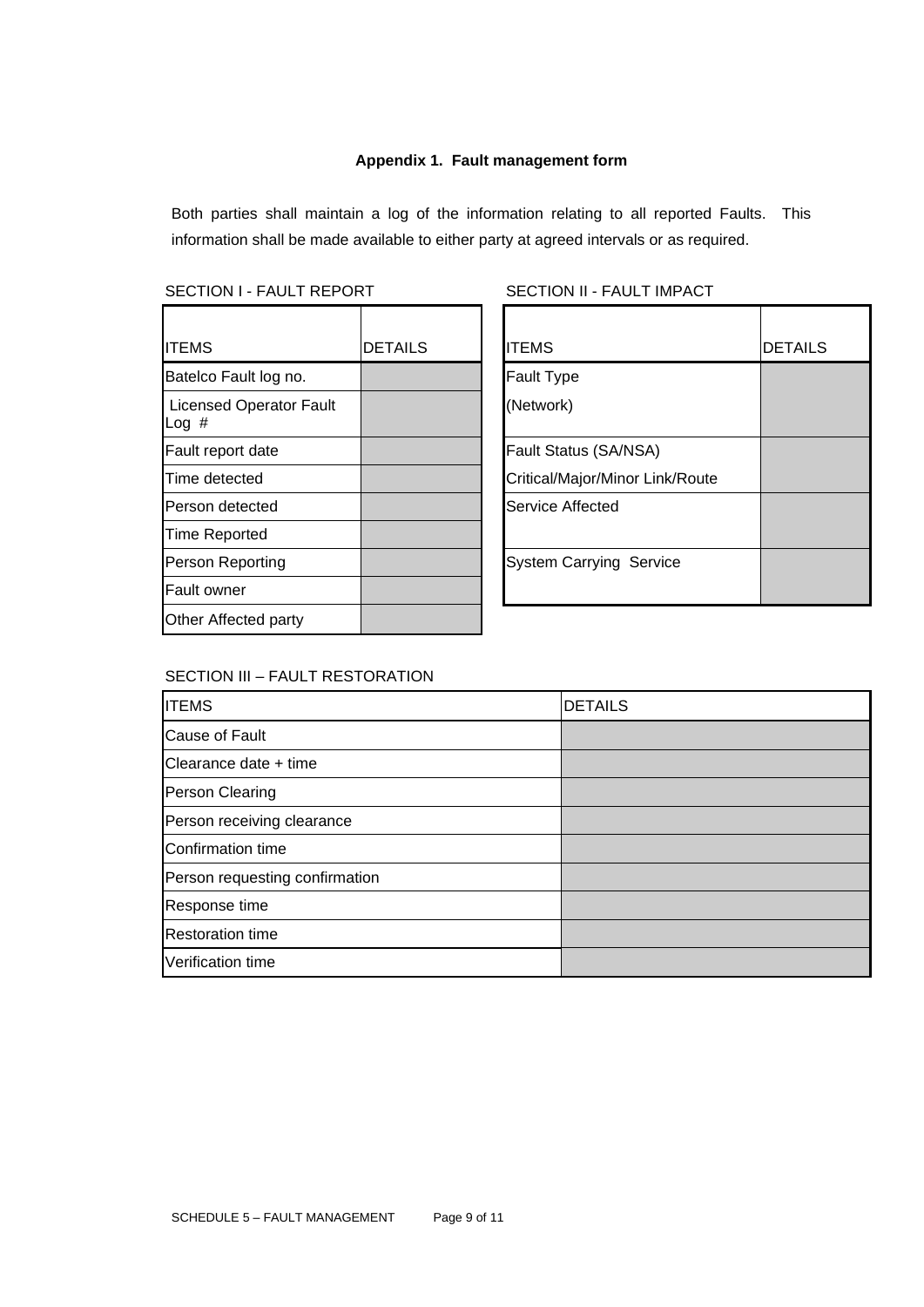### Appendix 1. Fault management form

Both parties shall maintain a log of the information relating to all reported Faults. This information shall be made available to either party at agreed intervals or as required.

SECTION I - FAULT REPORT

| ITEMS | DETAILS |
|---|---|
| Batelco Fault log no. | |
| Licensed Operator Fault Log # | |
| Fault report date | |
| Time detected | |
| Person detected | |
| Time Reported | |
| Person Reporting | |
| Fault owner | |
| Other Affected party | |

SECTION II - FAULT IMPACT

| ITEMS | DETAILS |
|---|---|
| Fault Type (Network) | |
| Fault Status (SA/NSA) Critical/Major/Minor Link/Route | |
| Service Affected | |
| System Carrying Service | |

SECTION III – FAULT RESTORATION

| ITEMS | DETAILS |
|---|---|
| Cause of Fault | |
| Clearance date + time | |
| Person Clearing | |
| Person receiving clearance | |
| Confirmation time | |
| Person requesting confirmation | |
| Response time | |
| Restoration time | |
| Verification time | |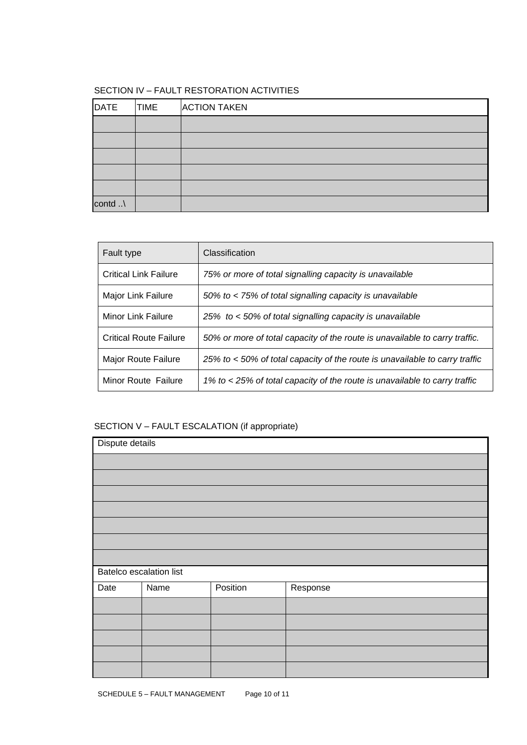SECTION IV – FAULT RESTORATION ACTIVITIES

| DATE | TIME | ACTION TAKEN |
|---|---|---|
| | | |
| | | |
| | | |
| | | |
| | | |
| contd ..\ | | |

| Fault type | Classification |
|---|---|
| Critical Link Failure | *75% or more of total signalling capacity is unavailable* |
| Major Link Failure | *50% to < 75% of total signalling capacity is unavailable* |
| Minor Link Failure | *25%  to < 50% of total signalling capacity is unavailable* |
| Critical Route Failure | *50% or more of total capacity of the route is unavailable to carry traffic.* |
| Major Route Failure | *25% to < 50% of total capacity of the route is unavailable to carry traffic* |
| Minor Route  Failure | *1% to < 25% of total capacity of the route is unavailable to carry traffic* |

SECTION V – FAULT ESCALATION (if appropriate)

| Dispute details | | | |
|---|---|---|---|
| | | | |
| | | | |
| | | | |
| | | | |
| | | | |
| | | | |
| | | | |
| Batelco escalation list | | | |
| Date | Name | Position | Response |
| | | | |
| | | | |
| | | | |
| | | | |
| | | | |

SCHEDULE 5 – FAULT MANAGEMENT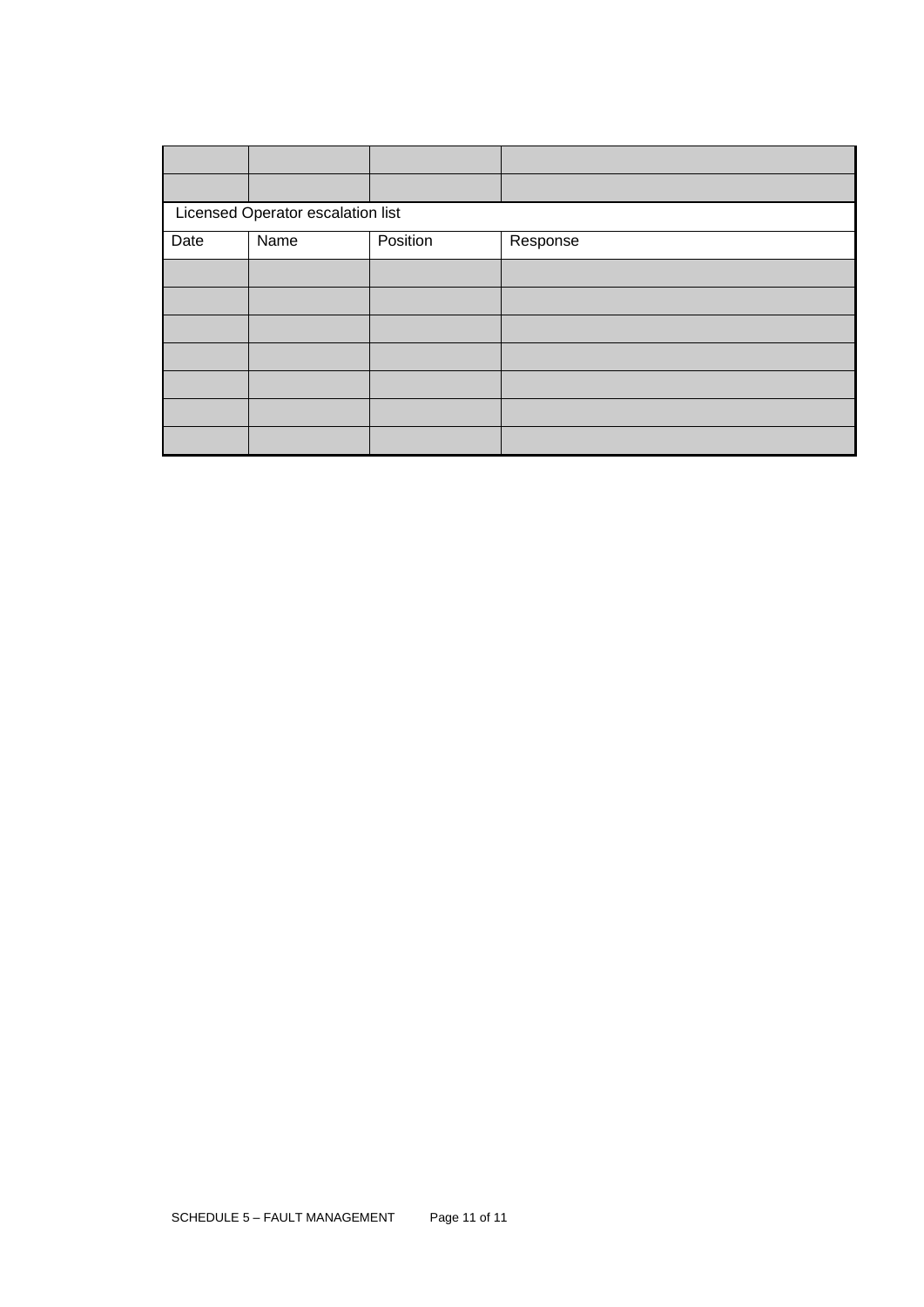| | | | |
|---|---|---|---|
| | | | |
| | | | |
| Licensed Operator escalation list | | | |
| Date | Name | Position | Response |
| | | | |
| | | | |
| | | | |
| | | | |
| | | | |
| | | | |
| | | | |